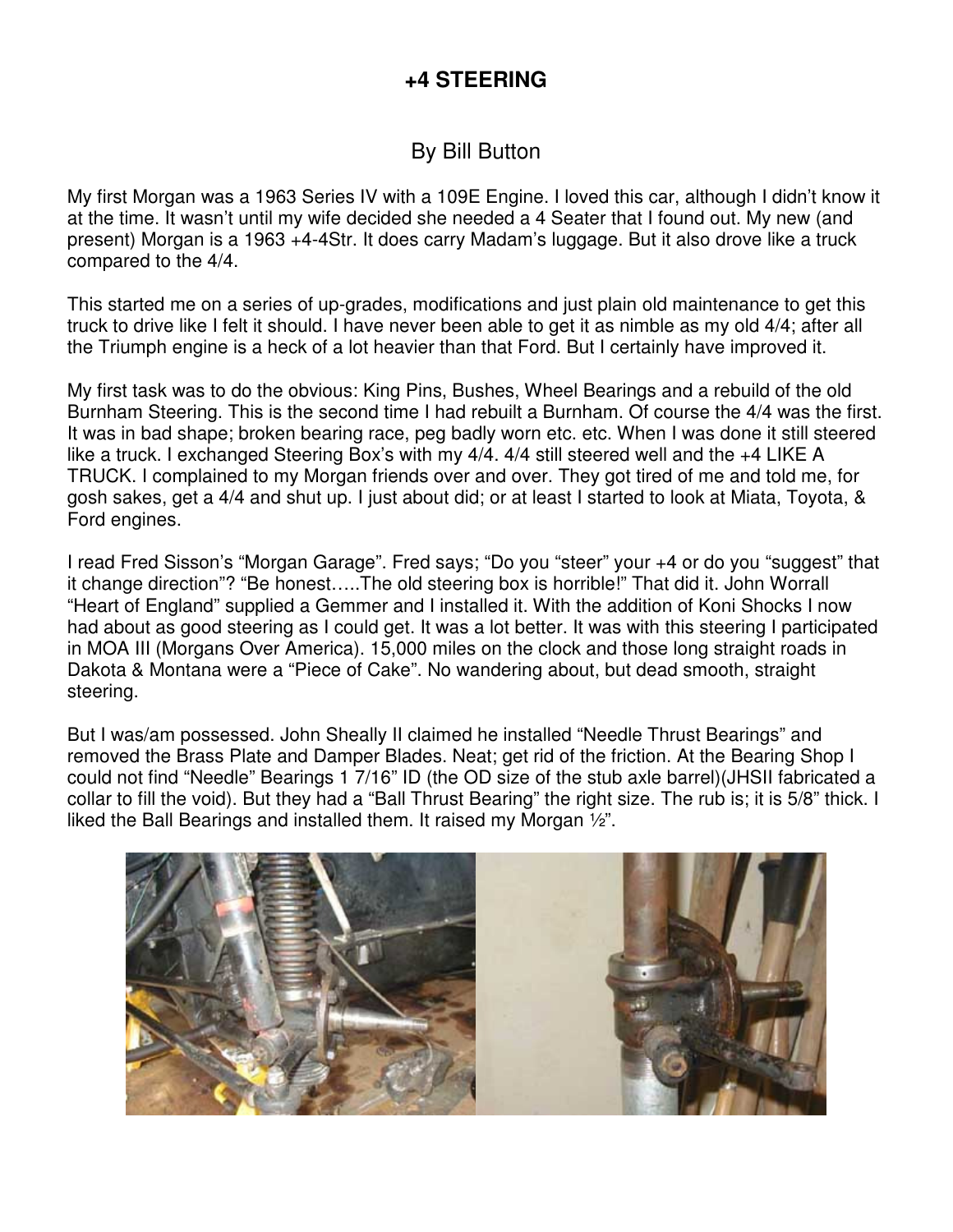# +4 STEERING

By Bill Button

My first Morgan was a 1963 Series IV with a 109E Engine. I loved this car, although I didn't know it at the time. It wasn't until my wife decided she needed a 4 Seater that I found out. My new (and present) Morgan is a 1963 +4-4Str. It does carry Madam's luggage. But it also drove like a truck compared to the 4/4.

This started me on a series of up-grades, modifications and just plain old maintenance to get this truck to drive like I felt it should. I have never been able to get it as nimble as my old 4/4; after all the Triumph engine is a heck of a lot heavier than that Ford. But I certainly have improved it.

My first task was to do the obvious: King Pins, Bushes, Wheel Bearings and a rebuild of the old Burnham Steering. This is the second time I had rebuilt a Burnham. Of course the 4/4 was the first. It was in bad shape; broken bearing race, peg badly worn etc. etc. When I was done it still steered like a truck. I exchanged Steering Box's with my 4/4. 4/4 still steered well and the +4 LIKE A TRUCK. I complained to my Morgan friends over and over. They got tired of me and told me, for gosh sakes, get a 4/4 and shut up. I just about did; or at least I started to look at Miata, Toyota, & Ford engines.

I read Fred Sisson's "Morgan Garage". Fred says; "Do you "steer" your +4 or do you "suggest" that it change direction"? "Be honest…..The old steering box is horrible!" That did it. John Worrall "Heart of England" supplied a Gemmer and I installed it. With the addition of Koni Shocks I now had about as good steering as I could get. It was a lot better. It was with this steering I participated in MOA III (Morgans Over America). 15,000 miles on the clock and those long straight roads in Dakota & Montana were a "Piece of Cake". No wandering about, but dead smooth, straight steering.

But I was/am possessed. John Sheally II claimed he installed "Needle Thrust Bearings" and removed the Brass Plate and Damper Blades. Neat; get rid of the friction. At the Bearing Shop I could not find "Needle" Bearings 1 7/16" ID (the OD size of the stub axle barrel)(JHSII fabricated a collar to fill the void). But they had a "Ball Thrust Bearing" the right size. The rub is; it is 5/8" thick. I liked the Ball Bearings and installed them. It raised my Morgan ½".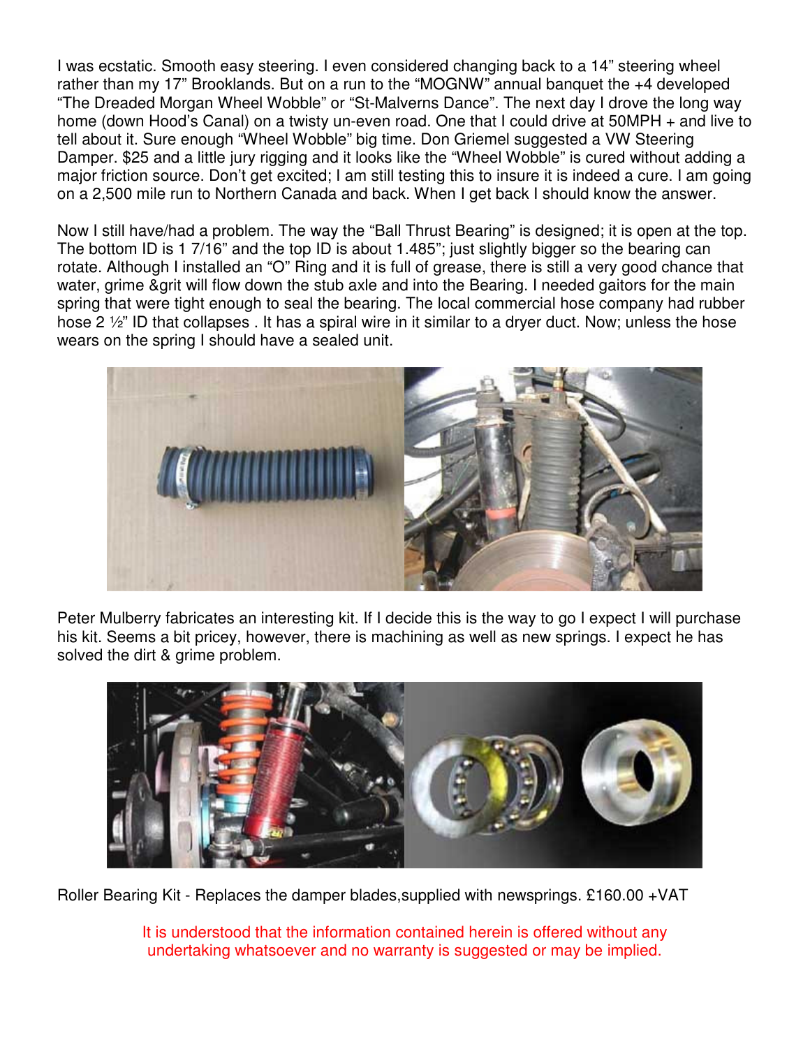I was ecstatic. Smooth easy steering. I even considered changing back to a 14" steering wheel rather than my 17" Brooklands. But on a run to the "MOGNW" annual banquet the +4 developed "The Dreaded Morgan Wheel Wobble" or "St-Malverns Dance". The next day I drove the long way home (down Hood's Canal) on a twisty un-even road. One that I could drive at 50MPH + and live to tell about it. Sure enough "Wheel Wobble" big time. Don Griemel suggested a VW Steering Damper. $25 and a little jury rigging and it looks like the "Wheel Wobble" is cured without adding a major friction source. Don't get excited; I am still testing this to insure it is indeed a cure. I am going on a 2,500 mile run to Northern Canada and back. When I get back I should know the answer.

Now I still have/had a problem. The way the "Ball Thrust Bearing" is designed; it is open at the top. The bottom ID is 1 7/16" and the top ID is about 1.485"; just slightly bigger so the bearing can rotate. Although I installed an "O" Ring and it is full of grease, there is still a very good chance that water, grime &grit will flow down the stub axle and into the Bearing. I needed gaitors for the main spring that were tight enough to seal the bearing. The local commercial hose company had rubber hose 2 ½" ID that collapses . It has a spiral wire in it similar to a dryer duct. Now; unless the hose wears on the spring I should have a sealed unit.

Peter Mulberry fabricates an interesting kit. If I decide this is the way to go I expect I will purchase his kit. Seems a bit pricey, however, there is machining as well as new springs. I expect he has solved the dirt & grime problem.

Roller Bearing Kit - Replaces the damper blades,supplied with newsprings. £160.00 +VAT

It is understood that the information contained herein is offered without any undertaking whatsoever and no warranty is suggested or may be implied.